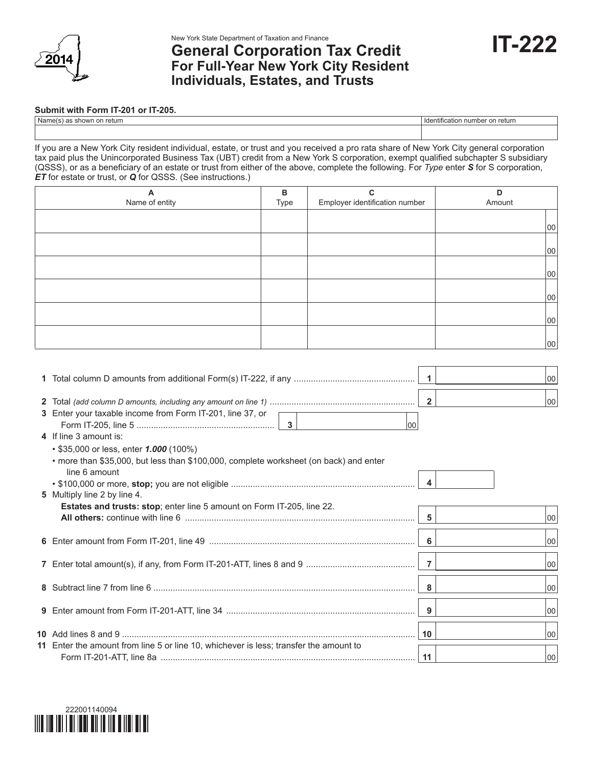New York State Department of Taxation and Finance

2014

# General Corporation Tax Credit For Full-Year New York City Resident Individuals, Estates, and Trusts

# IT-222

**Submit with Form IT-201 or IT-205.**

| Name(s) as shown on return | Identification number on return |
|---|---|
| | |

If you are a New York City resident individual, estate, or trust and you received a pro rata share of New York City general corporation tax paid plus the Unincorporated Business Tax (UBT) credit from a New York S corporation, exempt qualified subchapter S subsidiary (QSSS), or as a beneficiary of an estate or trust from either of the above, complete the following. For *Type* enter ***S*** for S corporation, ***ET*** for estate or trust, or ***Q*** for QSSS. (See instructions.)

| A<br>Name of entity | B<br>Type | C<br>Employer identification number | D<br>Amount |
|---|---|---|---|
| | | | 00 |
| | | | 00 |
| | | | 00 |
| | | | 00 |
| | | | 00 |
| | | | 00 |

| | | |
|---|---|---|
| **1** Total column D amounts from additional Form(s) IT-222, if any | 1 | 00 |
| **2** Total *(add column D amounts, including any amount on line 1)* | 2 | 00 |
| **3** Enter your taxable income from Form IT-201, line 37, or Form IT-205, line 5 ........ 3 ______ 00 | | |
| **4** If line 3 amount is:<br>• $35,000 or less, enter ***1.000*** (100%)<br>• more than $35,000, but less than $100,000, complete worksheet (on back) and enter line 6 amount<br>• $100,000 or more, **stop;** you are not eligible | 4 | |
| **5** Multiply line 2 by line 4.<br>**Estates and trusts: stop**; enter line 5 amount on Form IT-205, line 22.<br>**All others:** continue with line 6 | 5 | 00 |
| **6** Enter amount from Form IT-201, line 49 | 6 | 00 |
| **7** Enter total amount(s), if any, from Form IT-201-ATT, lines 8 and 9 | 7 | 00 |
| **8** Subtract line 7 from line 6 | 8 | 00 |
| **9** Enter amount from Form IT-201-ATT, line 34 | 9 | 00 |
| **10** Add lines 8 and 9 | 10 | 00 |
| **11** Enter the amount from line 5 or line 10, whichever is less; transfer the amount to Form IT-201-ATT, line 8a | 11 | 00 |

222001140094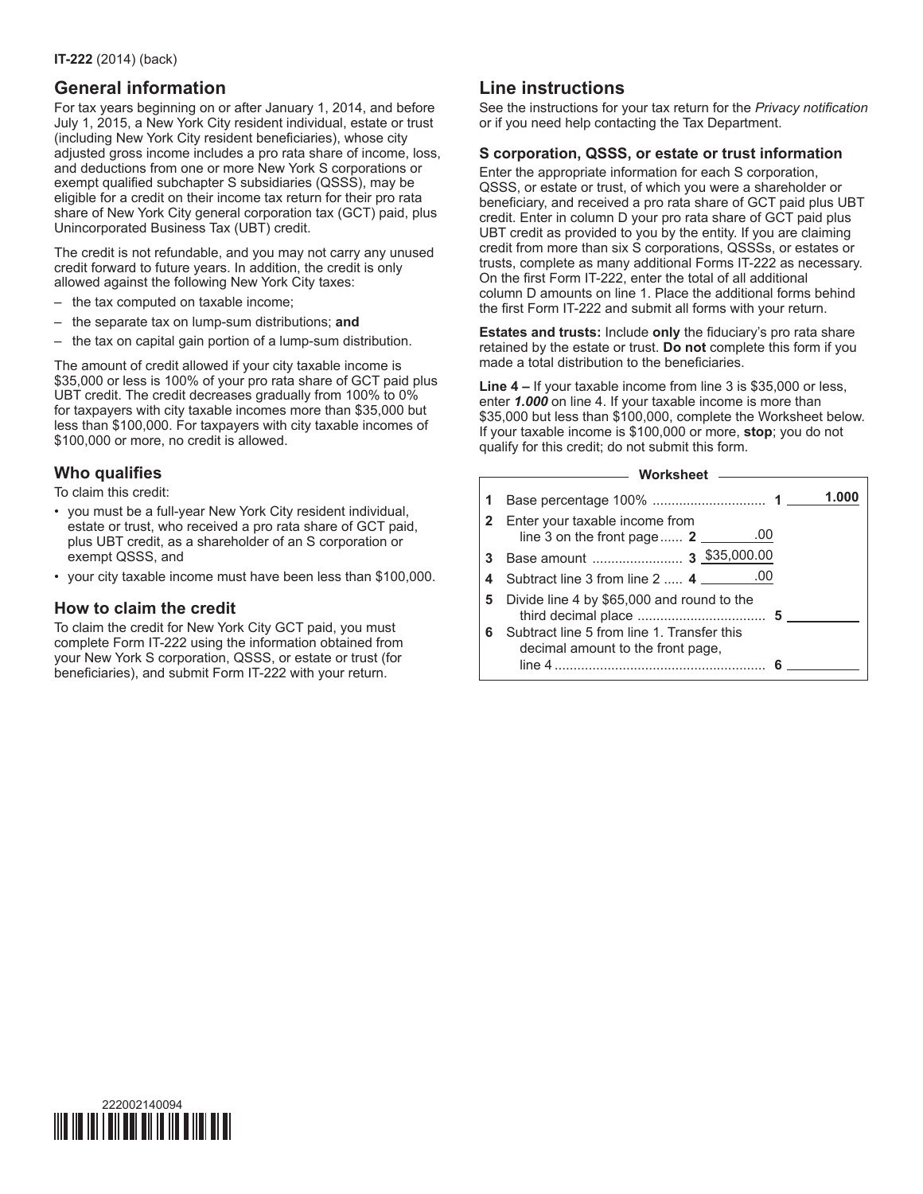IT-222 (2014) (back)

## General information

For tax years beginning on or after January 1, 2014, and before July 1, 2015, a New York City resident individual, estate or trust (including New York City resident beneficiaries), whose city adjusted gross income includes a pro rata share of income, loss, and deductions from one or more New York S corporations or exempt qualified subchapter S subsidiaries (QSSS), may be eligible for a credit on their income tax return for their pro rata share of New York City general corporation tax (GCT) paid, plus Unincorporated Business Tax (UBT) credit.

The credit is not refundable, and you may not carry any unused credit forward to future years. In addition, the credit is only allowed against the following New York City taxes:

– the tax computed on taxable income;
– the separate tax on lump-sum distributions; **and**
– the tax on capital gain portion of a lump-sum distribution.

The amount of credit allowed if your city taxable income is $35,000 or less is 100% of your pro rata share of GCT paid plus UBT credit. The credit decreases gradually from 100% to 0% for taxpayers with city taxable incomes more than $35,000 but less than $100,000. For taxpayers with city taxable incomes of $100,000 or more, no credit is allowed.

## Who qualifies

To claim this credit:

- you must be a full-year New York City resident individual, estate or trust, who received a pro rata share of GCT paid, plus UBT credit, as a shareholder of an S corporation or exempt QSSS, and
- your city taxable income must have been less than $100,000.

## How to claim the credit

To claim the credit for New York City GCT paid, you must complete Form IT-222 using the information obtained from your New York S corporation, QSSS, or estate or trust (for beneficiaries), and submit Form IT-222 with your return.

## Line instructions

See the instructions for your tax return for the *Privacy notification* or if you need help contacting the Tax Department.

### S corporation, QSSS, or estate or trust information

Enter the appropriate information for each S corporation, QSSS, or estate or trust, of which you were a shareholder or beneficiary, and received a pro rata share of GCT paid plus UBT credit. Enter in column D your pro rata share of GCT paid plus UBT credit as provided to you by the entity. If you are claiming credit from more than six S corporations, QSSSs, or estates or trusts, complete as many additional Forms IT-222 as necessary. On the first Form IT-222, enter the total of all additional column D amounts on line 1. Place the additional forms behind the first Form IT-222 and submit all forms with your return.

**Estates and trusts:** Include **only** the fiduciary's pro rata share retained by the estate or trust. **Do not** complete this form if you made a total distribution to the beneficiaries.

**Line 4 –** If your taxable income from line 3 is $35,000 or less, enter ***1.000*** on line 4. If your taxable income is more than $35,000 but less than $100,000, complete the Worksheet below. If your taxable income is $100,000 or more, **stop**; you do not qualify for this credit; do not submit this form.

**Worksheet**

| | | | | | |
|---|---|---|---|---|---|
| 1 | Base percentage 100% | | | 1 | 1.000 |
| 2 | Enter your taxable income from line 3 on the front page | 2 | .00 | | |
| 3 | Base amount | 3 | $35,000.00 | | |
| 4 | Subtract line 3 from line 2 | 4 | .00 | | |
| 5 | Divide line 4 by $65,000 and round to the third decimal place | | | 5 | |
| 6 | Subtract line 5 from line 1. Transfer this decimal amount to the front page, line 4 | | | 6 | |

222002140094